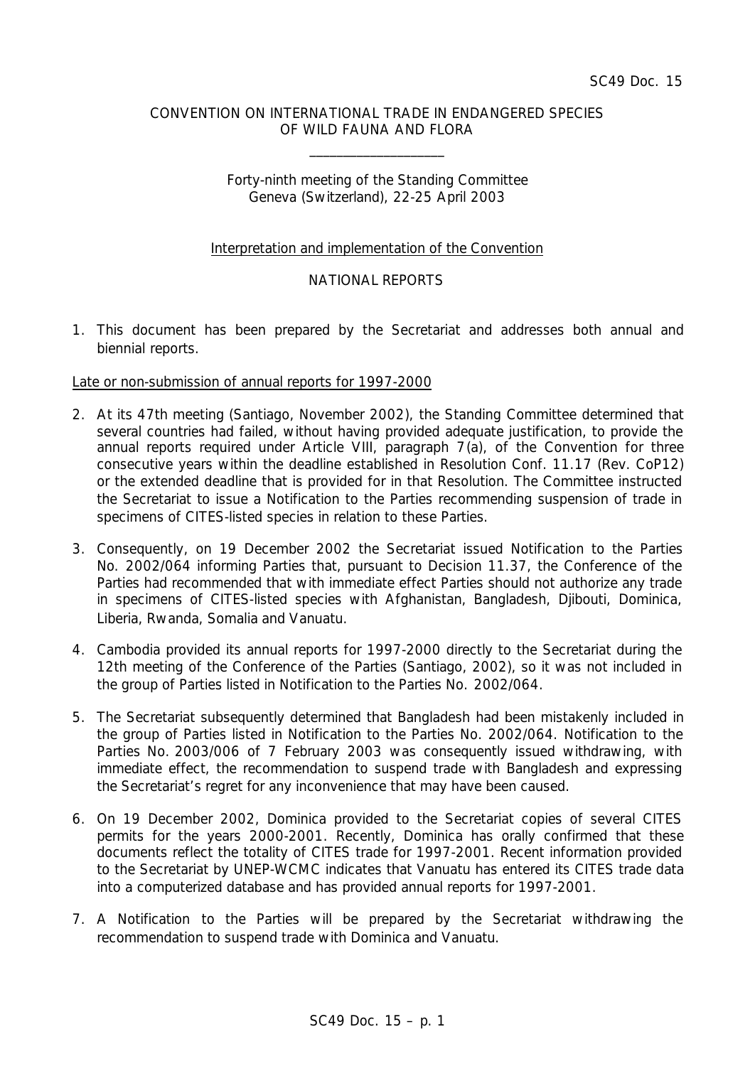SC49 Doc. 15

CONVENTION ON INTERNATIONAL TRADE IN ENDANGERED SPECIES
OF WILD FAUNA AND FLORA

\_\_\_\_\_\_\_\_\_\_\_\_\_\_\_\_\_\_\_\_

Forty-ninth meeting of the Standing Committee
Geneva (Switzerland), 22-25 April 2003

Interpretation and implementation of the Convention

NATIONAL REPORTS

1. This document has been prepared by the Secretariat and addresses both annual and biennial reports.

Late or non-submission of annual reports for 1997-2000

2. At its 47th meeting (Santiago, November 2002), the Standing Committee determined that several countries had failed, without having provided adequate justification, to provide the annual reports required under Article VIII, paragraph 7(a), of the Convention for three consecutive years within the deadline established in Resolution Conf. 11.17 (Rev. CoP12) or the extended deadline that is provided for in that Resolution. The Committee instructed the Secretariat to issue a Notification to the Parties recommending suspension of trade in specimens of CITES-listed species in relation to these Parties.

3. Consequently, on 19 December 2002 the Secretariat issued Notification to the Parties No. 2002/064 informing Parties that, pursuant to Decision 11.37, the Conference of the Parties had recommended that with immediate effect Parties should not authorize any trade in specimens of CITES-listed species with Afghanistan, Bangladesh, Djibouti, Dominica, Liberia, Rwanda, Somalia and Vanuatu.

4. Cambodia provided its annual reports for 1997-2000 directly to the Secretariat during the 12th meeting of the Conference of the Parties (Santiago, 2002), so it was not included in the group of Parties listed in Notification to the Parties No. 2002/064.

5. The Secretariat subsequently determined that Bangladesh had been mistakenly included in the group of Parties listed in Notification to the Parties No. 2002/064. Notification to the Parties No. 2003/006 of 7 February 2003 was consequently issued withdrawing, with immediate effect, the recommendation to suspend trade with Bangladesh and expressing the Secretariat's regret for any inconvenience that may have been caused.

6. On 19 December 2002, Dominica provided to the Secretariat copies of several CITES permits for the years 2000-2001. Recently, Dominica has orally confirmed that these documents reflect the totality of CITES trade for 1997-2001. Recent information provided to the Secretariat by UNEP-WCMC indicates that Vanuatu has entered its CITES trade data into a computerized database and has provided annual reports for 1997-2001.

7. A Notification to the Parties will be prepared by the Secretariat withdrawing the recommendation to suspend trade with Dominica and Vanuatu.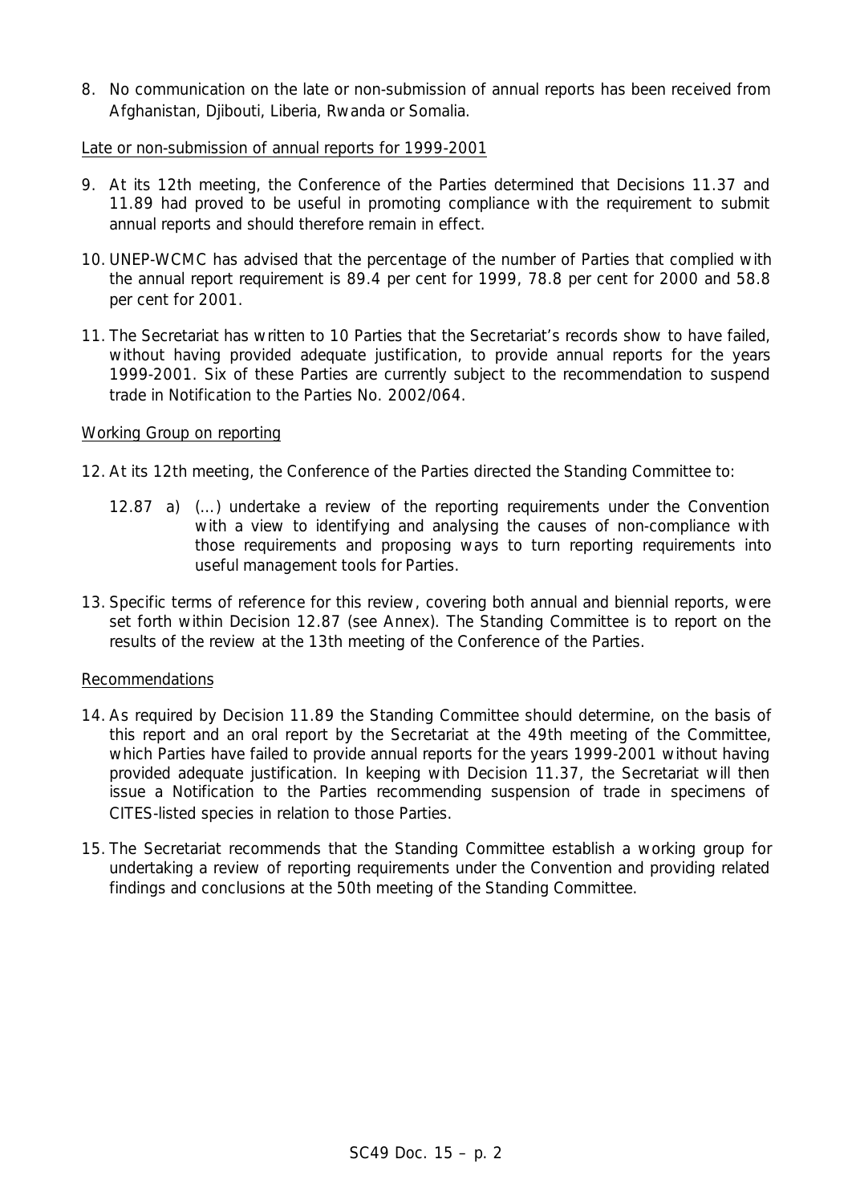8. No communication on the late or non-submission of annual reports has been received from Afghanistan, Djibouti, Liberia, Rwanda or Somalia.

Late or non-submission of annual reports for 1999-2001

9. At its 12th meeting, the Conference of the Parties determined that Decisions 11.37 and 11.89 had proved to be useful in promoting compliance with the requirement to submit annual reports and should therefore remain in effect.

10. UNEP-WCMC has advised that the percentage of the number of Parties that complied with the annual report requirement is 89.4 per cent for 1999, 78.8 per cent for 2000 and 58.8 per cent for 2001.

11. The Secretariat has written to 10 Parties that the Secretariat's records show to have failed, without having provided adequate justification, to provide annual reports for the years 1999-2001. Six of these Parties are currently subject to the recommendation to suspend trade in Notification to the Parties No. 2002/064.

Working Group on reporting

12. At its 12th meeting, the Conference of the Parties directed the Standing Committee to:

    12.87 a) (...) undertake a review of the reporting requirements under the Convention with a view to identifying and analysing the causes of non-compliance with those requirements and proposing ways to turn reporting requirements into useful management tools for Parties.

13. Specific terms of reference for this review, covering both annual and biennial reports, were set forth within Decision 12.87 (see Annex). The Standing Committee is to report on the results of the review at the 13th meeting of the Conference of the Parties.

Recommendations

14. As required by Decision 11.89 the Standing Committee should determine, on the basis of this report and an oral report by the Secretariat at the 49th meeting of the Committee, which Parties have failed to provide annual reports for the years 1999-2001 without having provided adequate justification. In keeping with Decision 11.37, the Secretariat will then issue a Notification to the Parties recommending suspension of trade in specimens of CITES-listed species in relation to those Parties.

15. The Secretariat recommends that the Standing Committee establish a working group for undertaking a review of reporting requirements under the Convention and providing related findings and conclusions at the 50th meeting of the Standing Committee.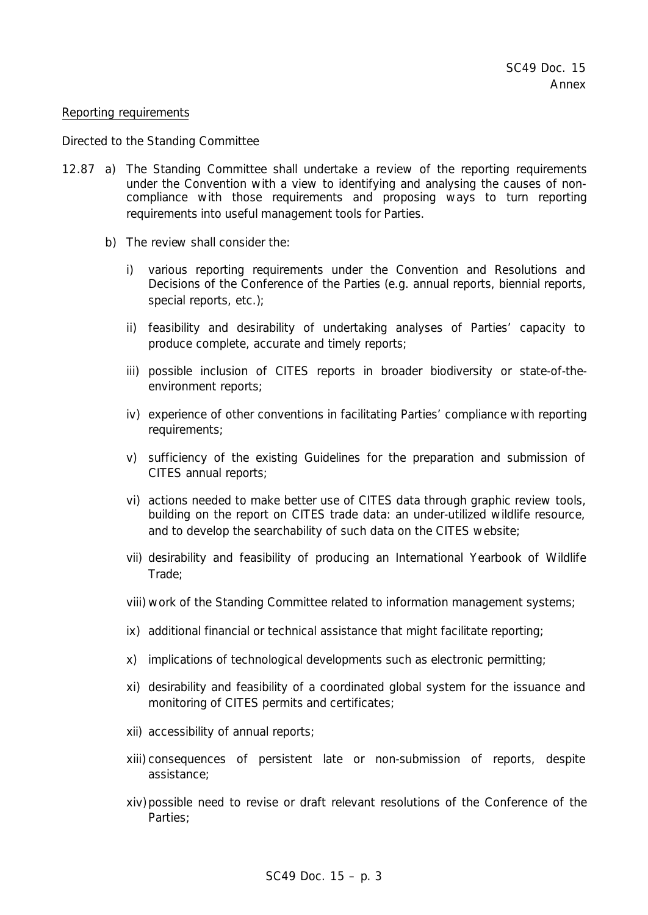Reporting requirements

Directed to the Standing Committee

12.87 a) The Standing Committee shall undertake a review of the reporting requirements under the Convention with a view to identifying and analysing the causes of non-compliance with those requirements and proposing ways to turn reporting requirements into useful management tools for Parties.

b) The review shall consider the:

i) various reporting requirements under the Convention and Resolutions and Decisions of the Conference of the Parties (e.g. annual reports, biennial reports, special reports, etc.);

ii) feasibility and desirability of undertaking analyses of Parties' capacity to produce complete, accurate and timely reports;

iii) possible inclusion of CITES reports in broader biodiversity or state-of-the-environment reports;

iv) experience of other conventions in facilitating Parties' compliance with reporting requirements;

v) sufficiency of the existing Guidelines for the preparation and submission of CITES annual reports;

vi) actions needed to make better use of CITES data through graphic review tools, building on the report on CITES trade data: an under-utilized wildlife resource, and to develop the searchability of such data on the CITES website;

vii) desirability and feasibility of producing an International Yearbook of Wildlife Trade;

viii) work of the Standing Committee related to information management systems;

ix) additional financial or technical assistance that might facilitate reporting;

x) implications of technological developments such as electronic permitting;

xi) desirability and feasibility of a coordinated global system for the issuance and monitoring of CITES permits and certificates;

xii) accessibility of annual reports;

xiii) consequences of persistent late or non-submission of reports, despite assistance;

xiv) possible need to revise or draft relevant resolutions of the Conference of the Parties;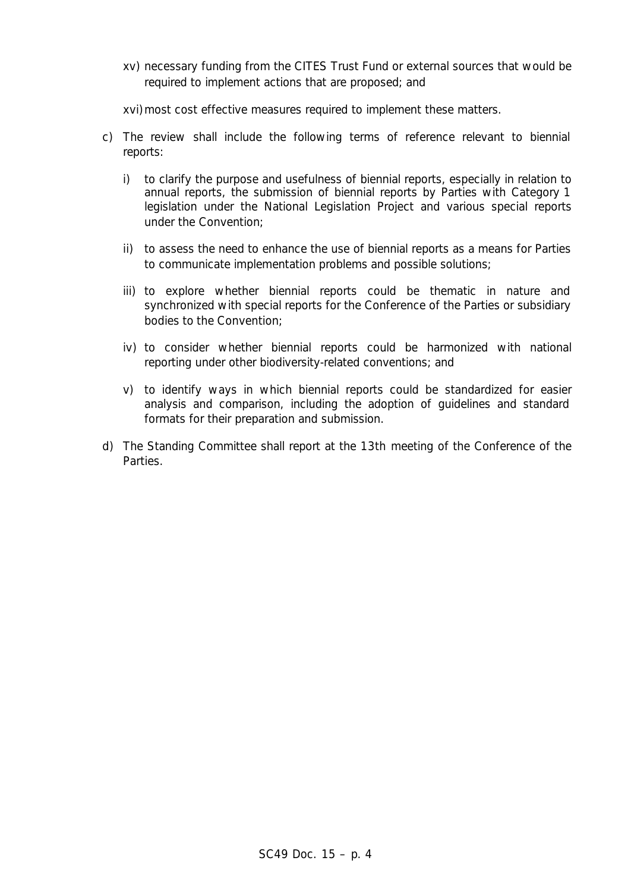xv) necessary funding from the CITES Trust Fund or external sources that would be required to implement actions that are proposed; and

xvi) most cost effective measures required to implement these matters.

c) The review shall include the following terms of reference relevant to biennial reports:

   i) to clarify the purpose and usefulness of biennial reports, especially in relation to annual reports, the submission of biennial reports by Parties with Category 1 legislation under the National Legislation Project and various special reports under the Convention;

   ii) to assess the need to enhance the use of biennial reports as a means for Parties to communicate implementation problems and possible solutions;

   iii) to explore whether biennial reports could be thematic in nature and synchronized with special reports for the Conference of the Parties or subsidiary bodies to the Convention;

   iv) to consider whether biennial reports could be harmonized with national reporting under other biodiversity-related conventions; and

   v) to identify ways in which biennial reports could be standardized for easier analysis and comparison, including the adoption of guidelines and standard formats for their preparation and submission.

d) The Standing Committee shall report at the 13th meeting of the Conference of the Parties.